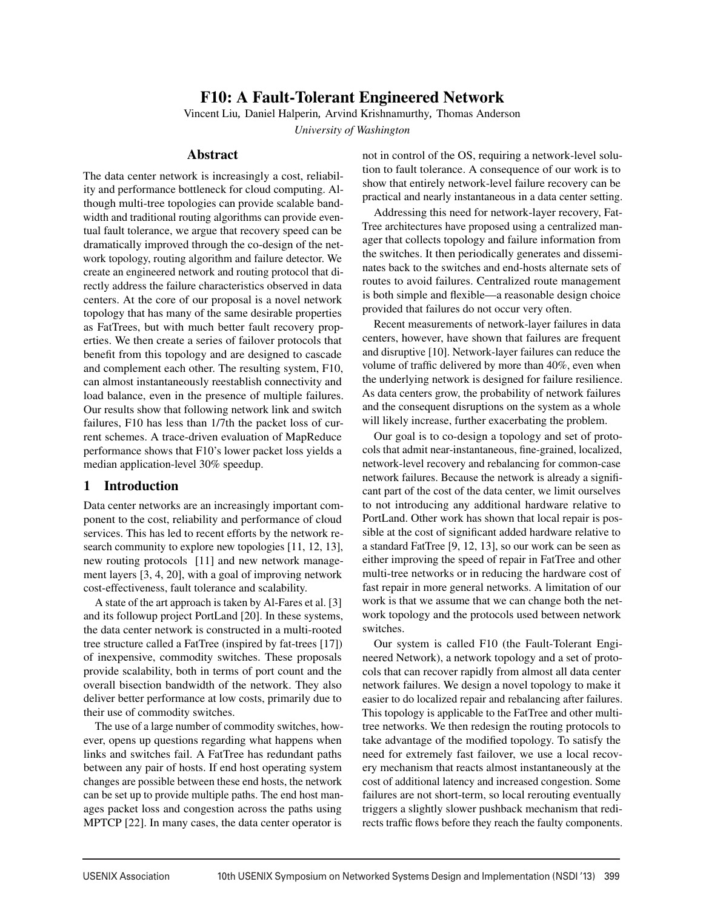# F10: A Fault-Tolerant Engineered Network

Vincent Liu, Daniel Halperin, Arvind Krishnamurthy, Thomas Anderson

*University of Washington*

## Abstract

The data center network is increasingly a cost, reliability and performance bottleneck for cloud computing. Although multi-tree topologies can provide scalable bandwidth and traditional routing algorithms can provide eventual fault tolerance, we argue that recovery speed can be dramatically improved through the co-design of the network topology, routing algorithm and failure detector. We create an engineered network and routing protocol that directly address the failure characteristics observed in data centers. At the core of our proposal is a novel network topology that has many of the same desirable properties as FatTrees, but with much better fault recovery properties. We then create a series of failover protocols that benefit from this topology and are designed to cascade and complement each other. The resulting system, F10, can almost instantaneously reestablish connectivity and load balance, even in the presence of multiple failures. Our results show that following network link and switch failures, F10 has less than 1/7th the packet loss of current schemes. A trace-driven evaluation of MapReduce performance shows that F10's lower packet loss yields a median application-level 30% speedup.

## 1 Introduction

Data center networks are an increasingly important component to the cost, reliability and performance of cloud services. This has led to recent efforts by the network research community to explore new topologies [11, 12, 13], new routing protocols [11] and new network management layers [3, 4, 20], with a goal of improving network cost-effectiveness, fault tolerance and scalability.

A state of the art approach is taken by Al-Fares et al. [3] and its followup project PortLand [20]. In these systems, the data center network is constructed in a multi-rooted tree structure called a FatTree (inspired by fat-trees [17]) of inexpensive, commodity switches. These proposals provide scalability, both in terms of port count and the overall bisection bandwidth of the network. They also deliver better performance at low costs, primarily due to their use of commodity switches.

The use of a large number of commodity switches, however, opens up questions regarding what happens when links and switches fail. A FatTree has redundant paths between any pair of hosts. If end host operating system changes are possible between these end hosts, the network can be set up to provide multiple paths. The end host manages packet loss and congestion across the paths using MPTCP [22]. In many cases, the data center operator is not in control of the OS, requiring a network-level solution to fault tolerance. A consequence of our work is to show that entirely network-level failure recovery can be practical and nearly instantaneous in a data center setting.

Addressing this need for network-layer recovery, FatTree architectures have proposed using a centralized manager that collects topology and failure information from the switches. It then periodically generates and disseminates back to the switches and end-hosts alternate sets of routes to avoid failures. Centralized route management is both simple and flexible—a reasonable design choice provided that failures do not occur very often.

Recent measurements of network-layer failures in data centers, however, have shown that failures are frequent and disruptive [10]. Network-layer failures can reduce the volume of traffic delivered by more than 40%, even when the underlying network is designed for failure resilience. As data centers grow, the probability of network failures and the consequent disruptions on the system as a whole will likely increase, further exacerbating the problem.

Our goal is to co-design a topology and set of protocols that admit near-instantaneous, fine-grained, localized, network-level recovery and rebalancing for common-case network failures. Because the network is already a significant part of the cost of the data center, we limit ourselves to not introducing any additional hardware relative to PortLand. Other work has shown that local repair is possible at the cost of significant added hardware relative to a standard FatTree [9, 12, 13], so our work can be seen as either improving the speed of repair in FatTree and other multi-tree networks or in reducing the hardware cost of fast repair in more general networks. A limitation of our work is that we assume that we can change both the network topology and the protocols used between network switches.

Our system is called F10 (the Fault-Tolerant Engineered Network), a network topology and a set of protocols that can recover rapidly from almost all data center network failures. We design a novel topology to make it easier to do localized repair and rebalancing after failures. This topology is applicable to the FatTree and other multi-tree networks. We then redesign the routing protocols to take advantage of the modified topology. To satisfy the need for extremely fast failover, we use a local recovery mechanism that reacts almost instantaneously at the cost of additional latency and increased congestion. Some failures are not short-term, so local rerouting eventually triggers a slightly slower pushback mechanism that redirects traffic flows before they reach the faulty components.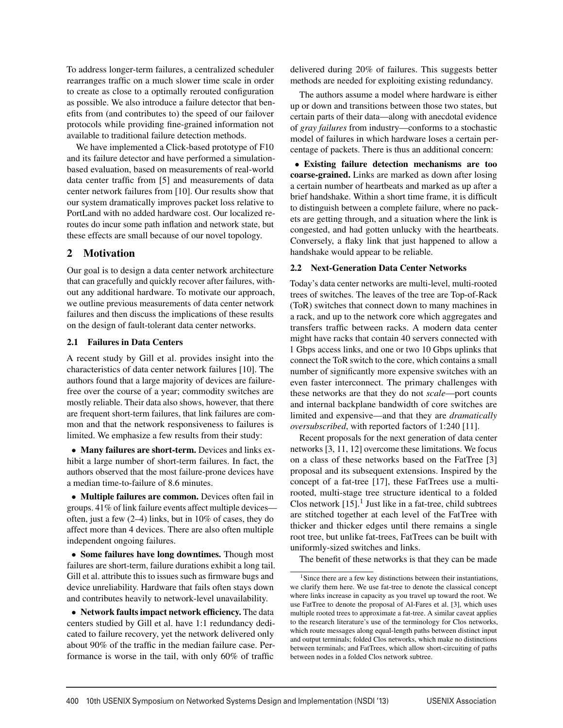To address longer-term failures, a centralized scheduler rearranges traffic on a much slower time scale in order to create as close to a optimally rerouted configuration as possible. We also introduce a failure detector that benefits from (and contributes to) the speed of our failover protocols while providing fine-grained information not available to traditional failure detection methods.

We have implemented a Click-based prototype of F10 and its failure detector and have performed a simulation-based evaluation, based on measurements of real-world data center traffic from [5] and measurements of data center network failures from [10]. Our results show that our system dramatically improves packet loss relative to PortLand with no added hardware cost. Our localized reroutes do incur some path inflation and network state, but these effects are small because of our novel topology.

## 2 Motivation

Our goal is to design a data center network architecture that can gracefully and quickly recover after failures, without any additional hardware. To motivate our approach, we outline previous measurements of data center network failures and then discuss the implications of these results on the design of fault-tolerant data center networks.

### 2.1 Failures in Data Centers

A recent study by Gill et al. provides insight into the characteristics of data center network failures [10]. The authors found that a large majority of devices are failure-free over the course of a year; commodity switches are mostly reliable. Their data also shows, however, that there are frequent short-term failures, that link failures are common and that the network responsiveness to failures is limited. We emphasize a few results from their study:

- **Many failures are short-term.** Devices and links exhibit a large number of short-term failures. In fact, the authors observed that the most failure-prone devices have a median time-to-failure of 8.6 minutes.

- **Multiple failures are common.** Devices often fail in groups. 41% of link failure events affect multiple devices—often, just a few (2–4) links, but in 10% of cases, they do affect more than 4 devices. There are also often multiple independent ongoing failures.

- **Some failures have long downtimes.** Though most failures are short-term, failure durations exhibit a long tail. Gill et al. attribute this to issues such as firmware bugs and device unreliability. Hardware that fails often stays down and contributes heavily to network-level unavailability.

- **Network faults impact network efficiency.** The data centers studied by Gill et al. have 1:1 redundancy dedicated to failure recovery, yet the network delivered only about 90% of the traffic in the median failure case. Performance is worse in the tail, with only 60% of traffic delivered during 20% of failures. This suggests better methods are needed for exploiting existing redundancy.

The authors assume a model where hardware is either up or down and transitions between those two states, but certain parts of their data—along with anecdotal evidence of *gray failures* from industry—conforms to a stochastic model of failures in which hardware loses a certain percentage of packets. There is thus an additional concern:

- **Existing failure detection mechanisms are too coarse-grained.** Links are marked as down after losing a certain number of heartbeats and marked as up after a brief handshake. Within a short time frame, it is difficult to distinguish between a complete failure, where no packets are getting through, and a situation where the link is congested, and had gotten unlucky with the heartbeats. Conversely, a flaky link that just happened to allow a handshake would appear to be reliable.

### 2.2 Next-Generation Data Center Networks

Today's data center networks are multi-level, multi-rooted trees of switches. The leaves of the tree are Top-of-Rack (ToR) switches that connect down to many machines in a rack, and up to the network core which aggregates and transfers traffic between racks. A modern data center might have racks that contain 40 servers connected with 1 Gbps access links, and one or two 10 Gbps uplinks that connect the ToR switch to the core, which contains a small number of significantly more expensive switches with an even faster interconnect. The primary challenges with these networks are that they do not *scale*—port counts and internal backplane bandwidth of core switches are limited and expensive—and that they are *dramatically oversubscribed*, with reported factors of 1:240 [11].

Recent proposals for the next generation of data center networks [3, 11, 12] overcome these limitations. We focus on a class of these networks based on the FatTree [3] proposal and its subsequent extensions. Inspired by the concept of a fat-tree [17], these FatTrees use a multi-rooted, multi-stage tree structure identical to a folded Clos network [15].[1] Just like in a fat-tree, child subtrees are stitched together at each level of the FatTree with thicker and thicker edges until there remains a single root tree, but unlike fat-trees, FatTrees can be built with uniformly-sized switches and links.

The benefit of these networks is that they can be made

[1] Since there are a few key distinctions between their instantiations, we clarify them here. We use fat-tree to denote the classical concept where links increase in capacity as you travel up toward the root. We use FatTree to denote the proposal of Al-Fares et al. [3], which uses multiple rooted trees to approximate a fat-tree. A similar caveat applies to the research literature's use of the terminology for Clos networks, which route messages along equal-length paths between distinct input and output terminals; folded Clos networks, which make no distinctions between terminals; and FatTrees, which allow short-circuiting of paths between nodes in a folded Clos network subtree.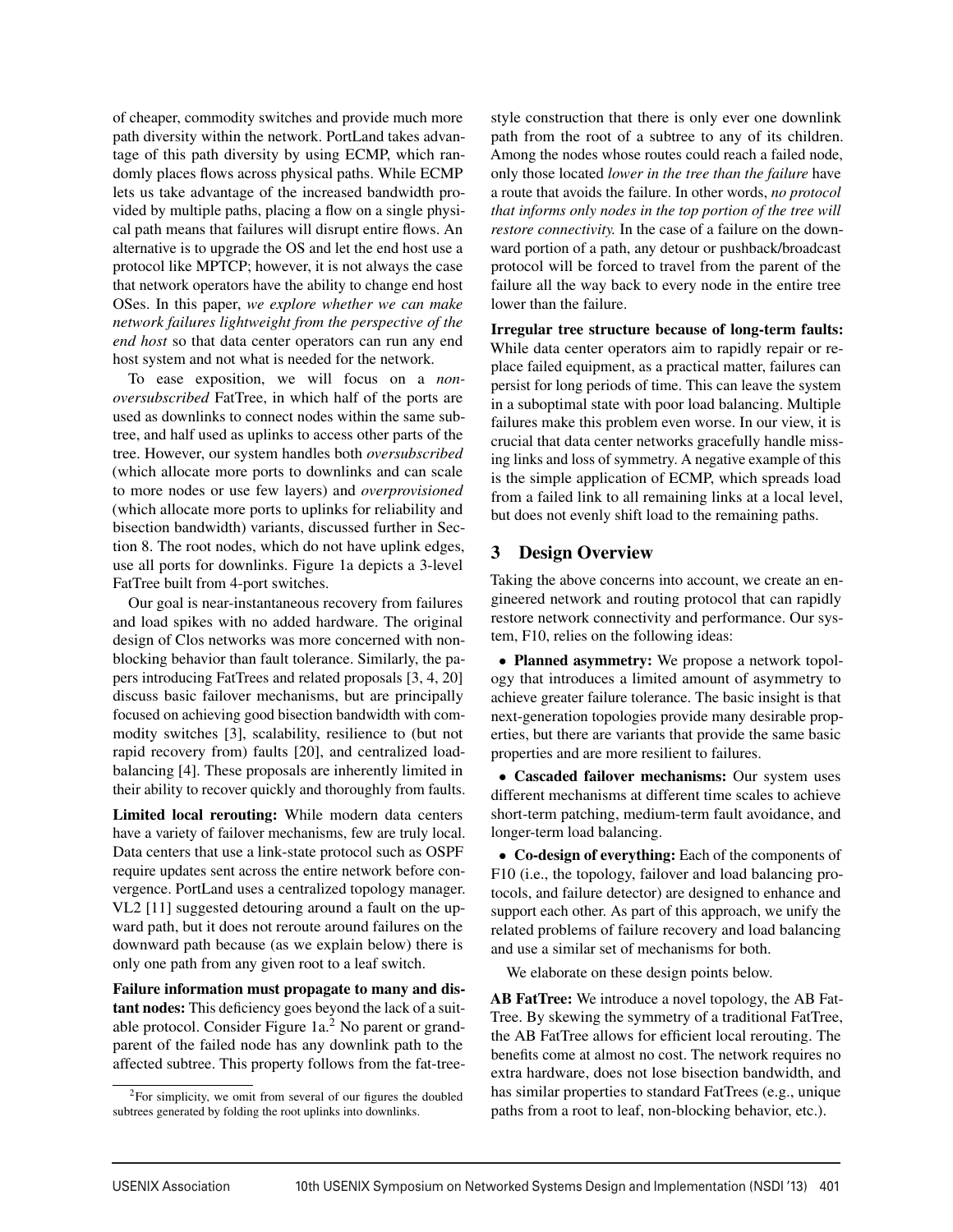of cheaper, commodity switches and provide much more path diversity within the network. PortLand takes advantage of this path diversity by using ECMP, which randomly places flows across physical paths. While ECMP lets us take advantage of the increased bandwidth provided by multiple paths, placing a flow on a single physical path means that failures will disrupt entire flows. An alternative is to upgrade the OS and let the end host use a protocol like MPTCP; however, it is not always the case that network operators have the ability to change end host OSes. In this paper, *we explore whether we can make network failures lightweight from the perspective of the end host* so that data center operators can run any end host system and not what is needed for the network.

To ease exposition, we will focus on a *non-oversubscribed* FatTree, in which half of the ports are used as downlinks to connect nodes within the same subtree, and half used as uplinks to access other parts of the tree. However, our system handles both *oversubscribed* (which allocate more ports to downlinks and can scale to more nodes or use few layers) and *overprovisioned* (which allocate more ports to uplinks for reliability and bisection bandwidth) variants, discussed further in Section 8. The root nodes, which do not have uplink edges, use all ports for downlinks. Figure 1a depicts a 3-level FatTree built from 4-port switches.

Our goal is near-instantaneous recovery from failures and load spikes with no added hardware. The original design of Clos networks was more concerned with non-blocking behavior than fault tolerance. Similarly, the papers introducing FatTrees and related proposals [3, 4, 20] discuss basic failover mechanisms, but are principally focused on achieving good bisection bandwidth with commodity switches [3], scalability, resilience to (but not rapid recovery from) faults [20], and centralized load-balancing [4]. These proposals are inherently limited in their ability to recover quickly and thoroughly from faults.

**Limited local rerouting:** While modern data centers have a variety of failover mechanisms, few are truly local. Data centers that use a link-state protocol such as OSPF require updates sent across the entire network before convergence. PortLand uses a centralized topology manager. VL2 [11] suggested detouring around a fault on the upward path, but it does not reroute around failures on the downward path because (as we explain below) there is only one path from any given root to a leaf switch.

**Failure information must propagate to many and distant nodes:** This deficiency goes beyond the lack of a suitable protocol. Consider Figure 1a.[2] No parent or grandparent of the failed node has any downlink path to the affected subtree. This property follows from the fat-tree-style construction that there is only ever one downlink path from the root of a subtree to any of its children. Among the nodes whose routes could reach a failed node, only those located *lower in the tree than the failure* have a route that avoids the failure. In other words, *no protocol that informs only nodes in the top portion of the tree will restore connectivity.* In the case of a failure on the downward portion of a path, any detour or pushback/broadcast protocol will be forced to travel from the parent of the failure all the way back to every node in the entire tree lower than the failure.

**Irregular tree structure because of long-term faults:** While data center operators aim to rapidly repair or replace failed equipment, as a practical matter, failures can persist for long periods of time. This can leave the system in a suboptimal state with poor load balancing. Multiple failures make this problem even worse. In our view, it is crucial that data center networks gracefully handle missing links and loss of symmetry. A negative example of this is the simple application of ECMP, which spreads load from a failed link to all remaining links at a local level, but does not evenly shift load to the remaining paths.

## 3 Design Overview

Taking the above concerns into account, we create an engineered network and routing protocol that can rapidly restore network connectivity and performance. Our system, F10, relies on the following ideas:

- **Planned asymmetry:** We propose a network topology that introduces a limited amount of asymmetry to achieve greater failure tolerance. The basic insight is that next-generation topologies provide many desirable properties, but there are variants that provide the same basic properties and are more resilient to failures.
- **Cascaded failover mechanisms:** Our system uses different mechanisms at different time scales to achieve short-term patching, medium-term fault avoidance, and longer-term load balancing.
- **Co-design of everything:** Each of the components of F10 (i.e., the topology, failover and load balancing protocols, and failure detector) are designed to enhance and support each other. As part of this approach, we unify the related problems of failure recovery and load balancing and use a similar set of mechanisms for both.

We elaborate on these design points below.

**AB FatTree:** We introduce a novel topology, the AB FatTree. By skewing the symmetry of a traditional FatTree, the AB FatTree allows for efficient local rerouting. The benefits come at almost no cost. The network requires no extra hardware, does not lose bisection bandwidth, and has similar properties to standard FatTrees (e.g., unique paths from a root to leaf, non-blocking behavior, etc.).

[2] For simplicity, we omit from several of our figures the doubled subtrees generated by folding the root uplinks into downlinks.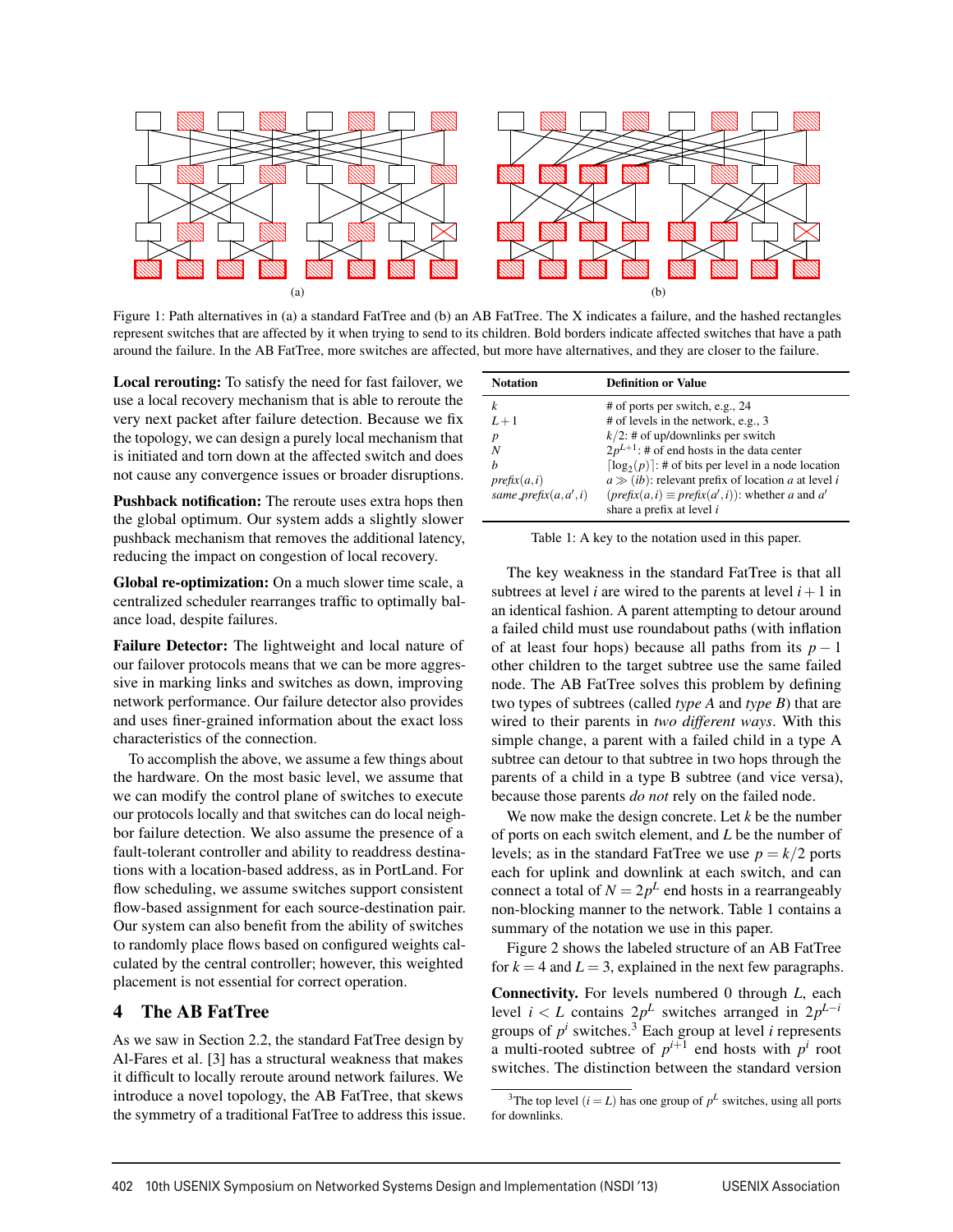(a)

(b)

Figure 1: Path alternatives in (a) a standard FatTree and (b) an AB FatTree. The X indicates a failure, and the hashed rectangles represent switches that are affected by it when trying to send to its children. Bold borders indicate affected switches that have a path around the failure. In the AB FatTree, more switches are affected, but more have alternatives, and they are closer to the failure.

**Local rerouting:** To satisfy the need for fast failover, we use a local recovery mechanism that is able to reroute the very next packet after failure detection. Because we fix the topology, we can design a purely local mechanism that is initiated and torn down at the affected switch and does not cause any convergence issues or broader disruptions.

**Pushback notification:** The reroute uses extra hops then the global optimum. Our system adds a slightly slower pushback mechanism that removes the additional latency, reducing the impact on congestion of local recovery.

**Global re-optimization:** On a much slower time scale, a centralized scheduler rearranges traffic to optimally balance load, despite failures.

**Failure Detector:** The lightweight and local nature of our failover protocols means that we can be more aggressive in marking links and switches as down, improving network performance. Our failure detector also provides and uses finer-grained information about the exact loss characteristics of the connection.

To accomplish the above, we assume a few things about the hardware. On the most basic level, we assume that we can modify the control plane of switches to execute our protocols locally and that switches can do local neighbor failure detection. We also assume the presence of a fault-tolerant controller and ability to readdress destinations with a location-based address, as in PortLand. For flow scheduling, we assume switches support consistent flow-based assignment for each source-destination pair. Our system can also benefit from the ability of switches to randomly place flows based on configured weights calculated by the central controller; however, this weighted placement is not essential for correct operation.

## 4 The AB FatTree

As we saw in Section 2.2, the standard FatTree design by Al-Fares et al. [3] has a structural weakness that makes it difficult to locally reroute around network failures. We introduce a novel topology, the AB FatTree, that skews the symmetry of a traditional FatTree to address this issue.

| Notation | Definition or Value |
|---|---|
| $k$ | # of ports per switch, e.g., 24 |
| $L+1$ | # of levels in the network, e.g., 3 |
| $p$ | $k/2$: # of up/downlinks per switch |
| $N$ | $2p^{L+1}$: # of end hosts in the data center |
| $b$ | $\lceil \log_2(p) \rceil$: # of bits per level in a node location |
| $prefix(a,i)$ | $a \gg (ib)$: relevant prefix of location $a$ at level $i$ |
| $same\_prefix(a,a',i)$ | $(prefix(a,i) \equiv prefix(a',i))$: whether $a$ and $a'$ share a prefix at level $i$ |

Table 1: A key to the notation used in this paper.

The key weakness in the standard FatTree is that all subtrees at level $i$ are wired to the parents at level $i+1$ in an identical fashion. A parent attempting to detour around a failed child must use roundabout paths (with inflation of at least four hops) because all paths from its $p-1$ other children to the target subtree use the same failed node. The AB FatTree solves this problem by defining two types of subtrees (called *type A* and *type B*) that are wired to their parents in *two different ways*. With this simple change, a parent with a failed child in a type A subtree can detour to that subtree in two hops through the parents of a child in a type B subtree (and vice versa), because those parents *do not* rely on the failed node.

We now make the design concrete. Let $k$ be the number of ports on each switch element, and $L$ be the number of levels; as in the standard FatTree we use $p = k/2$ ports each for uplink and downlink at each switch, and can connect a total of $N = 2p^L$ end hosts in a rearrangeably non-blocking manner to the network. Table 1 contains a summary of the notation we use in this paper.

Figure 2 shows the labeled structure of an AB FatTree for $k = 4$ and $L = 3$, explained in the next few paragraphs.

**Connectivity.** For levels numbered 0 through $L$, each level $i < L$ contains $2p^L$ switches arranged in $2p^{L-i}$ groups of $p^i$ switches.[3] Each group at level $i$ represents a multi-rooted subtree of $p^{i+1}$ end hosts with $p^i$ root switches. The distinction between the standard version

[3] The top level ($i = L$) has one group of $p^L$ switches, using all ports for downlinks.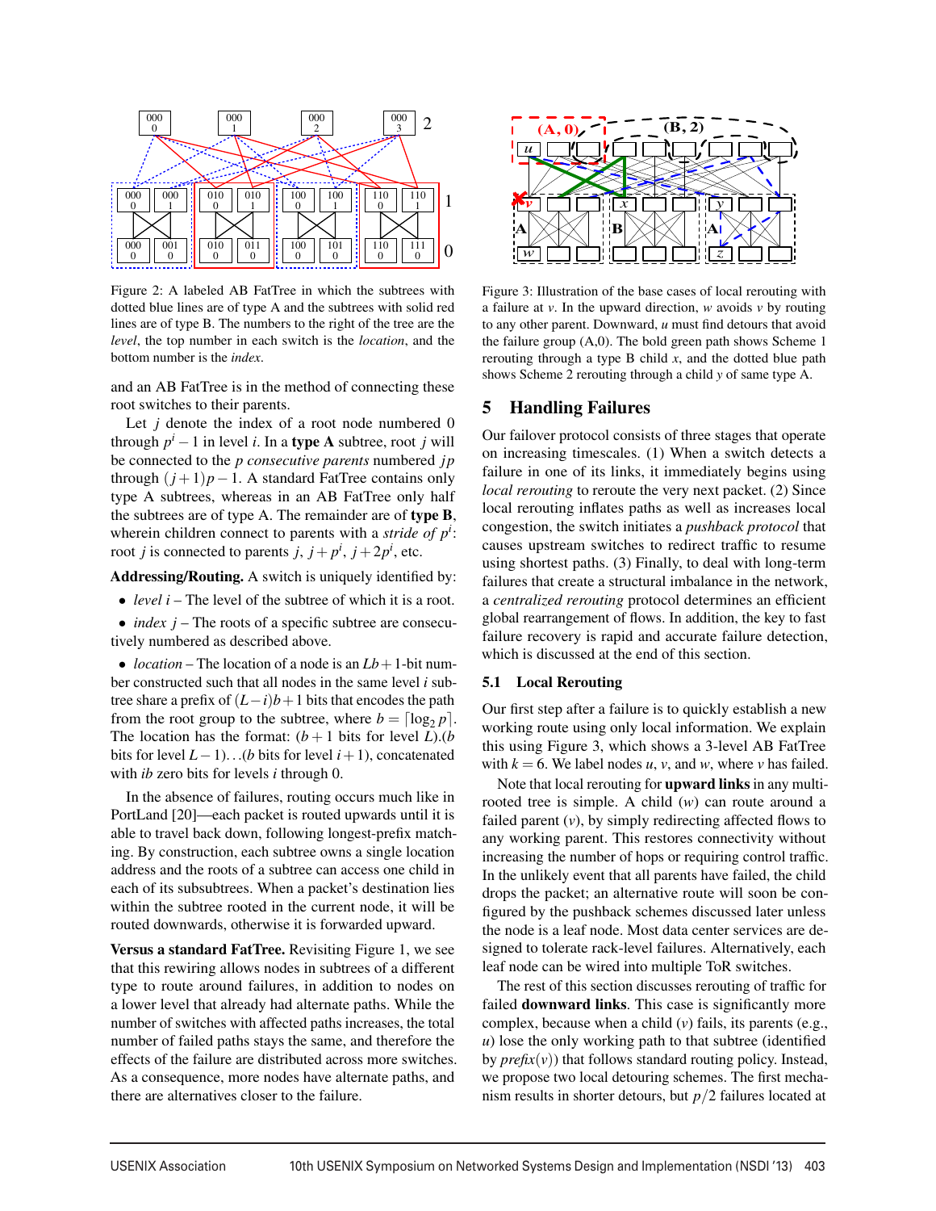Figure 2: A labeled AB FatTree in which the subtrees with dotted blue lines are of type A and the subtrees with solid red lines are of type B. The numbers to the right of the tree are the *level*, the top number in each switch is the *location*, and the bottom number is the *index*.

and an AB FatTree is in the method of connecting these root switches to their parents.

Let $j$ denote the index of a root node numbered 0 through $p^i - 1$ in level $i$. In a **type A** subtree, root $j$ will be connected to the $p$ *consecutive parents* numbered $jp$ through $(j+1)p - 1$. A standard FatTree contains only type A subtrees, whereas in an AB FatTree only half the subtrees are of type A. The remainder are of **type B**, wherein children connect to parents with a *stride of* $p^i$: root $j$ is connected to parents $j$, $j + p^i$, $j + 2p^i$, etc.

**Addressing/Routing.** A switch is uniquely identified by:

- *level* $i$ – The level of the subtree of which it is a root.
- *index* $j$ – The roots of a specific subtree are consecutively numbered as described above.
- *location* – The location of a node is an $Lb+1$-bit number constructed such that all nodes in the same level $i$ subtree share a prefix of $(L-i)b+1$ bits that encodes the path from the root group to the subtree, where $b = \lceil \log_2 p \rceil$. The location has the format: ($b+1$ bits for level $L$).($b$ bits for level $L-1$)…($b$ bits for level $i+1$), concatenated with $ib$ zero bits for levels $i$ through 0.

In the absence of failures, routing occurs much like in PortLand [20]—each packet is routed upwards until it is able to travel back down, following longest-prefix matching. By construction, each subtree owns a single location address and the roots of a subtree can access one child in each of its subsubtrees. When a packet's destination lies within the subtree rooted in the current node, it will be routed downwards, otherwise it is forwarded upward.

**Versus a standard FatTree.** Revisiting Figure 1, we see that this rewiring allows nodes in subtrees of a different type to route around failures, in addition to nodes on a lower level that already had alternate paths. While the number of switches with affected paths increases, the total number of failed paths stays the same, and therefore the effects of the failure are distributed across more switches. As a consequence, more nodes have alternate paths, and there are alternatives closer to the failure.

Figure 3: Illustration of the base cases of local rerouting with a failure at $v$. In the upward direction, $w$ avoids $v$ by routing to any other parent. Downward, $u$ must find detours that avoid the failure group (A,0). The bold green path shows Scheme 1 rerouting through a type B child $x$, and the dotted blue path shows Scheme 2 rerouting through a child $y$ of same type A.

## 5 Handling Failures

Our failover protocol consists of three stages that operate on increasing timescales. (1) When a switch detects a failure in one of its links, it immediately begins using *local rerouting* to reroute the very next packet. (2) Since local rerouting inflates paths as well as increases local congestion, the switch initiates a *pushback protocol* that causes upstream switches to redirect traffic to resume using shortest paths. (3) Finally, to deal with long-term failures that create a structural imbalance in the network, a *centralized rerouting* protocol determines an efficient global rearrangement of flows. In addition, the key to fast failure recovery is rapid and accurate failure detection, which is discussed at the end of this section.

### 5.1 Local Rerouting

Our first step after a failure is to quickly establish a new working route using only local information. We explain this using Figure 3, which shows a 3-level AB FatTree with $k = 6$. We label nodes $u$, $v$, and $w$, where $v$ has failed.

Note that local rerouting for **upward links** in any multi-rooted tree is simple. A child ($w$) can route around a failed parent ($v$), by simply redirecting affected flows to any working parent. This restores connectivity without increasing the number of hops or requiring control traffic. In the unlikely event that all parents have failed, the child drops the packet; an alternative route will soon be configured by the pushback schemes discussed later unless the node is a leaf node. Most data center services are designed to tolerate rack-level failures. Alternatively, each leaf node can be wired into multiple ToR switches.

The rest of this section discusses rerouting of traffic for failed **downward links**. This case is significantly more complex, because when a child ($v$) fails, its parents (e.g., $u$) lose the only working path to that subtree (identified by *prefix*($v$)) that follows standard routing policy. Instead, we propose two local detouring schemes. The first mechanism results in shorter detours, but $p/2$ failures located at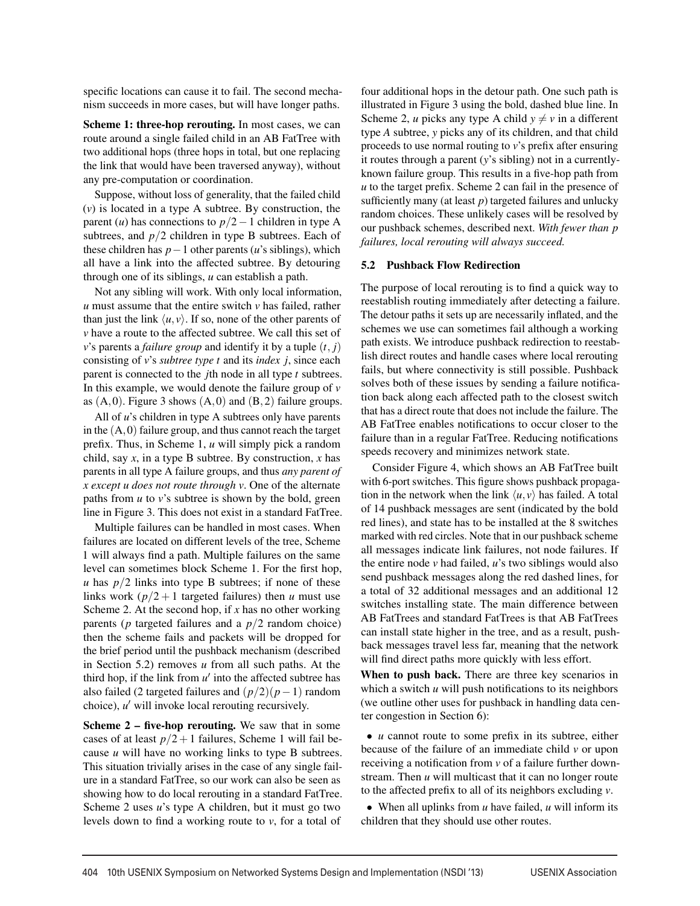specific locations can cause it to fail. The second mechanism succeeds in more cases, but will have longer paths.

**Scheme 1: three-hop rerouting.** In most cases, we can route around a single failed child in an AB FatTree with two additional hops (three hops in total, but one replacing the link that would have been traversed anyway), without any pre-computation or coordination.

Suppose, without loss of generality, that the failed child ($v$) is located in a type A subtree. By construction, the parent ($u$) has connections to $p/2-1$ children in type A subtrees, and $p/2$ children in type B subtrees. Each of these children has $p-1$ other parents ($u$'s siblings), which all have a link into the affected subtree. By detouring through one of its siblings, $u$ can establish a path.

Not any sibling will work. With only local information, $u$ must assume that the entire switch $v$ has failed, rather than just the link $\langle u, v\rangle$. If so, none of the other parents of $v$ have a route to the affected subtree. We call this set of $v$'s parents a *failure group* and identify it by a tuple $(t, j)$ consisting of $v$'s *subtree type t* and its *index j*, since each parent is connected to the $j$th node in all type $t$ subtrees. In this example, we would denote the failure group of $v$ as $(\mathrm{A}, 0)$. Figure 3 shows $(\mathrm{A}, 0)$ and $(\mathrm{B}, 2)$ failure groups.

All of $u$'s children in type A subtrees only have parents in the $(\mathrm{A}, 0)$ failure group, and thus cannot reach the target prefix. Thus, in Scheme 1, $u$ will simply pick a random child, say $x$, in a type B subtree. By construction, $x$ has parents in all type A failure groups, and thus *any parent of x except u does not route through v*. One of the alternate paths from $u$ to $v$'s subtree is shown by the bold, green line in Figure 3. This does not exist in a standard FatTree.

Multiple failures can be handled in most cases. When failures are located on different levels of the tree, Scheme 1 will always find a path. Multiple failures on the same level can sometimes block Scheme 1. For the first hop, $u$ has $p/2$ links into type B subtrees; if none of these links work ($p/2+1$ targeted failures) then $u$ must use Scheme 2. At the second hop, if $x$ has no other working parents ($p$ targeted failures and a $p/2$ random choice) then the scheme fails and packets will be dropped for the brief period until the pushback mechanism (described in Section 5.2) removes $u$ from all such paths. At the third hop, if the link from $u'$ into the affected subtree has also failed (2 targeted failures and $(p/2)(p-1)$ random choice), $u'$ will invoke local rerouting recursively.

**Scheme 2 – five-hop rerouting.** We saw that in some cases of at least $p/2+1$ failures, Scheme 1 will fail because $u$ will have no working links to type B subtrees. This situation trivially arises in the case of any single failure in a standard FatTree, so our work can also be seen as showing how to do local rerouting in a standard FatTree. Scheme 2 uses $u$'s type A children, but it must go two levels down to find a working route to $v$, for a total of four additional hops in the detour path. One such path is illustrated in Figure 3 using the bold, dashed blue line. In Scheme 2, $u$ picks any type A child $y \neq v$ in a different type *A* subtree, $y$ picks any of its children, and that child proceeds to use normal routing to $v$'s prefix after ensuring it routes through a parent ($y$'s sibling) not in a currently-known failure group. This results in a five-hop path from $u$ to the target prefix. Scheme 2 can fail in the presence of sufficiently many (at least $p$) targeted failures and unlucky random choices. These unlikely cases will be resolved by our pushback schemes, described next. *With fewer than p failures, local rerouting will always succeed.*

### 5.2 Pushback Flow Redirection

The purpose of local rerouting is to find a quick way to reestablish routing immediately after detecting a failure. The detour paths it sets up are necessarily inflated, and the schemes we use can sometimes fail although a working path exists. We introduce pushback redirection to reestablish direct routes and handle cases where local rerouting fails, but where connectivity is still possible. Pushback solves both of these issues by sending a failure notification back along each affected path to the closest switch that has a direct route that does not include the failure. The AB FatTree enables notifications to occur closer to the failure than in a regular FatTree. Reducing notifications speeds recovery and minimizes network state.

Consider Figure 4, which shows an AB FatTree built with 6-port switches. This figure shows pushback propagation in the network when the link $\langle u, v\rangle$ has failed. A total of 14 pushback messages are sent (indicated by the bold red lines), and state has to be installed at the 8 switches marked with red circles. Note that in our pushback scheme all messages indicate link failures, not node failures. If the entire node $v$ had failed, $u$'s two siblings would also send pushback messages along the red dashed lines, for a total of 32 additional messages and an additional 12 switches installing state. The main difference between AB FatTrees and standard FatTrees is that AB FatTrees can install state higher in the tree, and as a result, pushback messages travel less far, meaning that the network will find direct paths more quickly with less effort.

**When to push back.** There are three key scenarios in which a switch $u$ will push notifications to its neighbors (we outline other uses for pushback in handling data center congestion in Section 6):

- $u$ cannot route to some prefix in its subtree, either because of the failure of an immediate child $v$ or upon receiving a notification from $v$ of a failure further downstream. Then $u$ will multicast that it can no longer route to the affected prefix to all of its neighbors excluding $v$.
- When all uplinks from $u$ have failed, $u$ will inform its children that they should use other routes.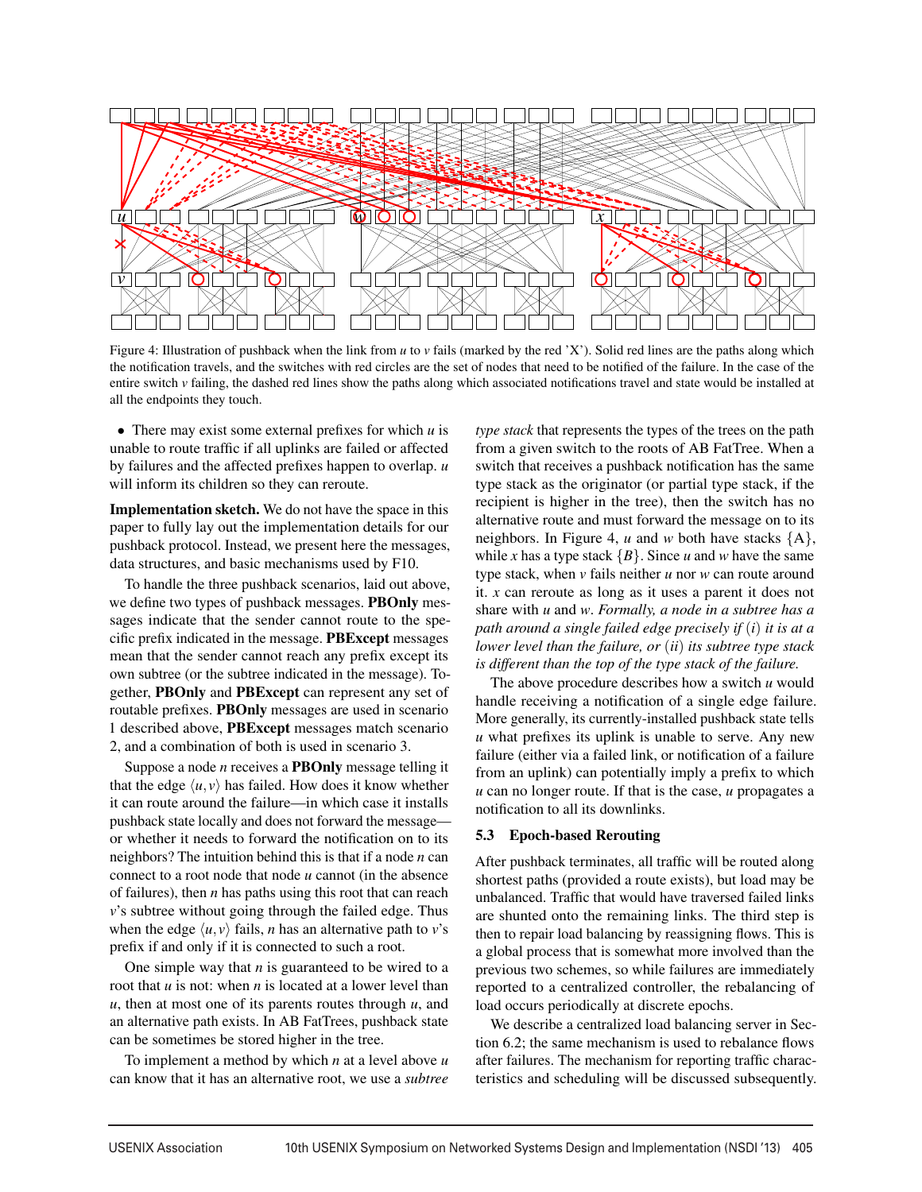Figure 4: Illustration of pushback when the link from $u$ to $v$ fails (marked by the red 'X'). Solid red lines are the paths along which the notification travels, and the switches with red circles are the set of nodes that need to be notified of the failure. In the case of the entire switch $v$ failing, the dashed red lines show the paths along which associated notifications travel and state would be installed at all the endpoints they touch.

- There may exist some external prefixes for which $u$ is unable to route traffic if all uplinks are failed or affected by failures and the affected prefixes happen to overlap. $u$ will inform its children so they can reroute.

**Implementation sketch.** We do not have the space in this paper to fully lay out the implementation details for our pushback protocol. Instead, we present here the messages, data structures, and basic mechanisms used by F10.

To handle the three pushback scenarios, laid out above, we define two types of pushback messages. **PBOnly** messages indicate that the sender cannot route to the specific prefix indicated in the message. **PBExcept** messages mean that the sender cannot reach any prefix except its own subtree (or the subtree indicated in the message). Together, **PBOnly** and **PBExcept** can represent any set of routable prefixes. **PBOnly** messages are used in scenario 1 described above, **PBExcept** messages match scenario 2, and a combination of both is used in scenario 3.

Suppose a node $n$ receives a **PBOnly** message telling it that the edge $\langle u, v \rangle$ has failed. How does it know whether it can route around the failure—in which case it installs pushback state locally and does not forward the message—or whether it needs to forward the notification on to its neighbors? The intuition behind this is that if a node $n$ can connect to a root node that node $u$ cannot (in the absence of failures), then $n$ has paths using this root that can reach $v$'s subtree without going through the failed edge. Thus when the edge $\langle u, v \rangle$ fails, $n$ has an alternative path to $v$'s prefix if and only if it is connected to such a root.

One simple way that $n$ is guaranteed to be wired to a root that $u$ is not: when $n$ is located at a lower level than $u$, then at most one of its parents routes through $u$, and an alternative path exists. In AB FatTrees, pushback state can be sometimes be stored higher in the tree.

To implement a method by which $n$ at a level above $u$ can know that it has an alternative root, we use a *subtree type stack* that represents the types of the trees on the path from a given switch to the roots of AB FatTree. When a switch that receives a pushback notification has the same type stack as the originator (or partial type stack, if the recipient is higher in the tree), then the switch has no alternative route and must forward the message on to its neighbors. In Figure 4, $u$ and $w$ both have stacks $\{A\}$, while $x$ has a type stack $\{B\}$. Since $u$ and $w$ have the same type stack, when $v$ fails neither $u$ nor $w$ can route around it. $x$ can reroute as long as it uses a parent it does not share with $u$ and $w$. *Formally, a node in a subtree has a path around a single failed edge precisely if* $(i)$ *it is at a lower level than the failure, or* $(ii)$ *its subtree type stack is different than the top of the type stack of the failure.*

The above procedure describes how a switch $u$ would handle receiving a notification of a single edge failure. More generally, its currently-installed pushback state tells $u$ what prefixes its uplink is unable to serve. Any new failure (either via a failed link, or notification of a failure from an uplink) can potentially imply a prefix to which $u$ can no longer route. If that is the case, $u$ propagates a notification to all its downlinks.

### 5.3 Epoch-based Rerouting

After pushback terminates, all traffic will be routed along shortest paths (provided a route exists), but load may be unbalanced. Traffic that would have traversed failed links are shunted onto the remaining links. The third step is then to repair load balancing by reassigning flows. This is a global process that is somewhat more involved than the previous two schemes, so while failures are immediately reported to a centralized controller, the rebalancing of load occurs periodically at discrete epochs.

We describe a centralized load balancing server in Section 6.2; the same mechanism is used to rebalance flows after failures. The mechanism for reporting traffic characteristics and scheduling will be discussed subsequently.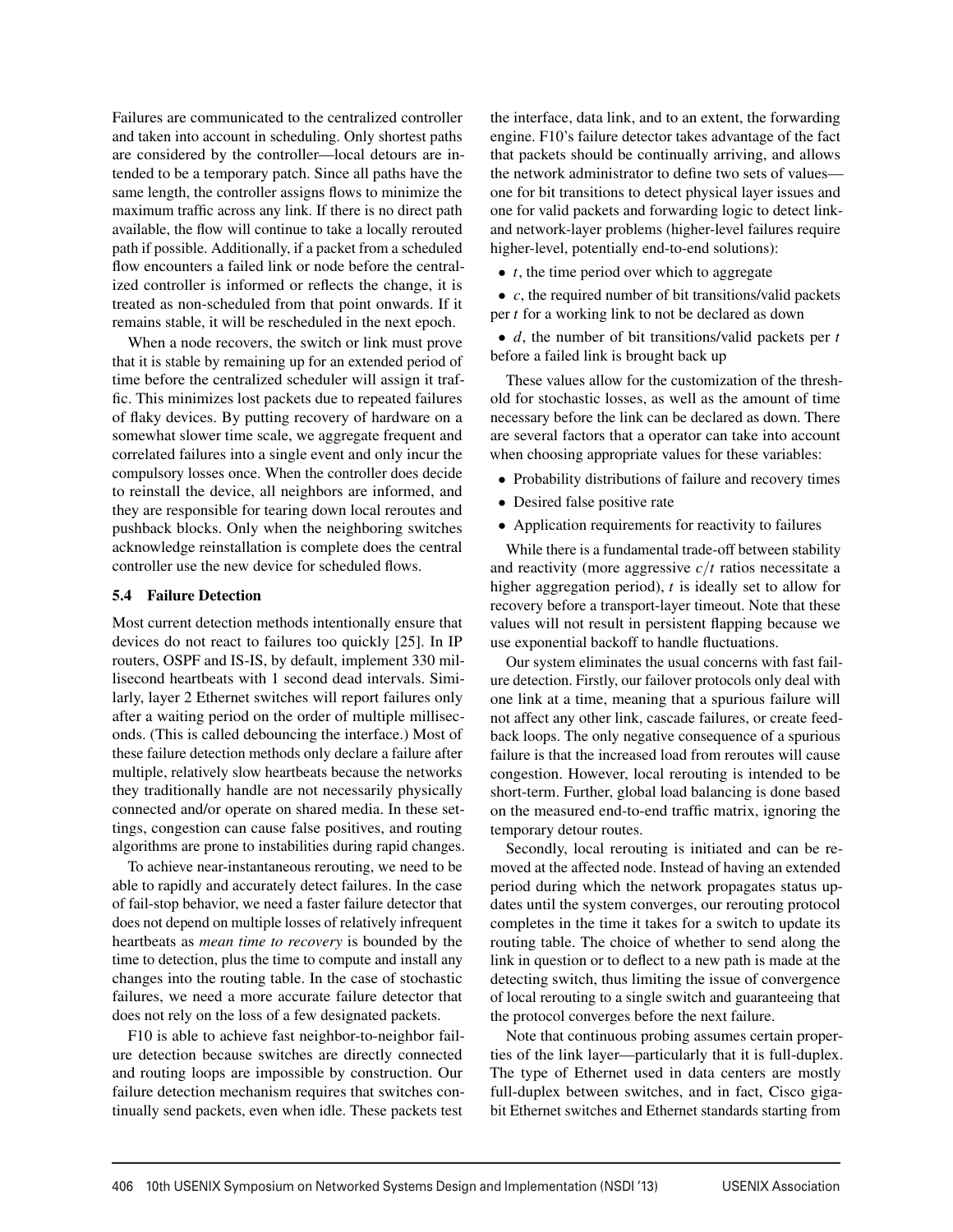Failures are communicated to the centralized controller and taken into account in scheduling. Only shortest paths are considered by the controller—local detours are intended to be a temporary patch. Since all paths have the same length, the controller assigns flows to minimize the maximum traffic across any link. If there is no direct path available, the flow will continue to take a locally rerouted path if possible. Additionally, if a packet from a scheduled flow encounters a failed link or node before the centralized controller is informed or reflects the change, it is treated as non-scheduled from that point onwards. If it remains stable, it will be rescheduled in the next epoch.

When a node recovers, the switch or link must prove that it is stable by remaining up for an extended period of time before the centralized scheduler will assign it traffic. This minimizes lost packets due to repeated failures of flaky devices. By putting recovery of hardware on a somewhat slower time scale, we aggregate frequent and correlated failures into a single event and only incur the compulsory losses once. When the controller does decide to reinstall the device, all neighbors are informed, and they are responsible for tearing down local reroutes and pushback blocks. Only when the neighboring switches acknowledge reinstallation is complete does the central controller use the new device for scheduled flows.

### 5.4 Failure Detection

Most current detection methods intentionally ensure that devices do not react to failures too quickly [25]. In IP routers, OSPF and IS-IS, by default, implement 330 millisecond heartbeats with 1 second dead intervals. Similarly, layer 2 Ethernet switches will report failures only after a waiting period on the order of multiple milliseconds. (This is called debouncing the interface.) Most of these failure detection methods only declare a failure after multiple, relatively slow heartbeats because the networks they traditionally handle are not necessarily physically connected and/or operate on shared media. In these settings, congestion can cause false positives, and routing algorithms are prone to instabilities during rapid changes.

To achieve near-instantaneous rerouting, we need to be able to rapidly and accurately detect failures. In the case of fail-stop behavior, we need a faster failure detector that does not depend on multiple losses of relatively infrequent heartbeats as *mean time to recovery* is bounded by the time to detection, plus the time to compute and install any changes into the routing table. In the case of stochastic failures, we need a more accurate failure detector that does not rely on the loss of a few designated packets.

F10 is able to achieve fast neighbor-to-neighbor failure detection because switches are directly connected and routing loops are impossible by construction. Our failure detection mechanism requires that switches continually send packets, even when idle. These packets test the interface, data link, and to an extent, the forwarding engine. F10's failure detector takes advantage of the fact that packets should be continually arriving, and allows the network administrator to define two sets of values—one for bit transitions to detect physical layer issues and one for valid packets and forwarding logic to detect link- and network-layer problems (higher-level failures require higher-level, potentially end-to-end solutions):

- $t$, the time period over which to aggregate
- $c$, the required number of bit transitions/valid packets per $t$ for a working link to not be declared as down
- $d$, the number of bit transitions/valid packets per $t$ before a failed link is brought back up

These values allow for the customization of the threshold for stochastic losses, as well as the amount of time necessary before the link can be declared as down. There are several factors that a operator can take into account when choosing appropriate values for these variables:

- Probability distributions of failure and recovery times
- Desired false positive rate
- Application requirements for reactivity to failures

While there is a fundamental trade-off between stability and reactivity (more aggressive $c/t$ ratios necessitate a higher aggregation period), $t$ is ideally set to allow for recovery before a transport-layer timeout. Note that these values will not result in persistent flapping because we use exponential backoff to handle fluctuations.

Our system eliminates the usual concerns with fast failure detection. Firstly, our failover protocols only deal with one link at a time, meaning that a spurious failure will not affect any other link, cascade failures, or create feedback loops. The only negative consequence of a spurious failure is that the increased load from reroutes will cause congestion. However, local rerouting is intended to be short-term. Further, global load balancing is done based on the measured end-to-end traffic matrix, ignoring the temporary detour routes.

Secondly, local rerouting is initiated and can be removed at the affected node. Instead of having an extended period during which the network propagates status updates until the system converges, our rerouting protocol completes in the time it takes for a switch to update its routing table. The choice of whether to send along the link in question or to deflect to a new path is made at the detecting switch, thus limiting the issue of convergence of local rerouting to a single switch and guaranteeing that the protocol converges before the next failure.

Note that continuous probing assumes certain properties of the link layer—particularly that it is full-duplex. The type of Ethernet used in data centers are mostly full-duplex between switches, and in fact, Cisco gigabit Ethernet switches and Ethernet standards starting from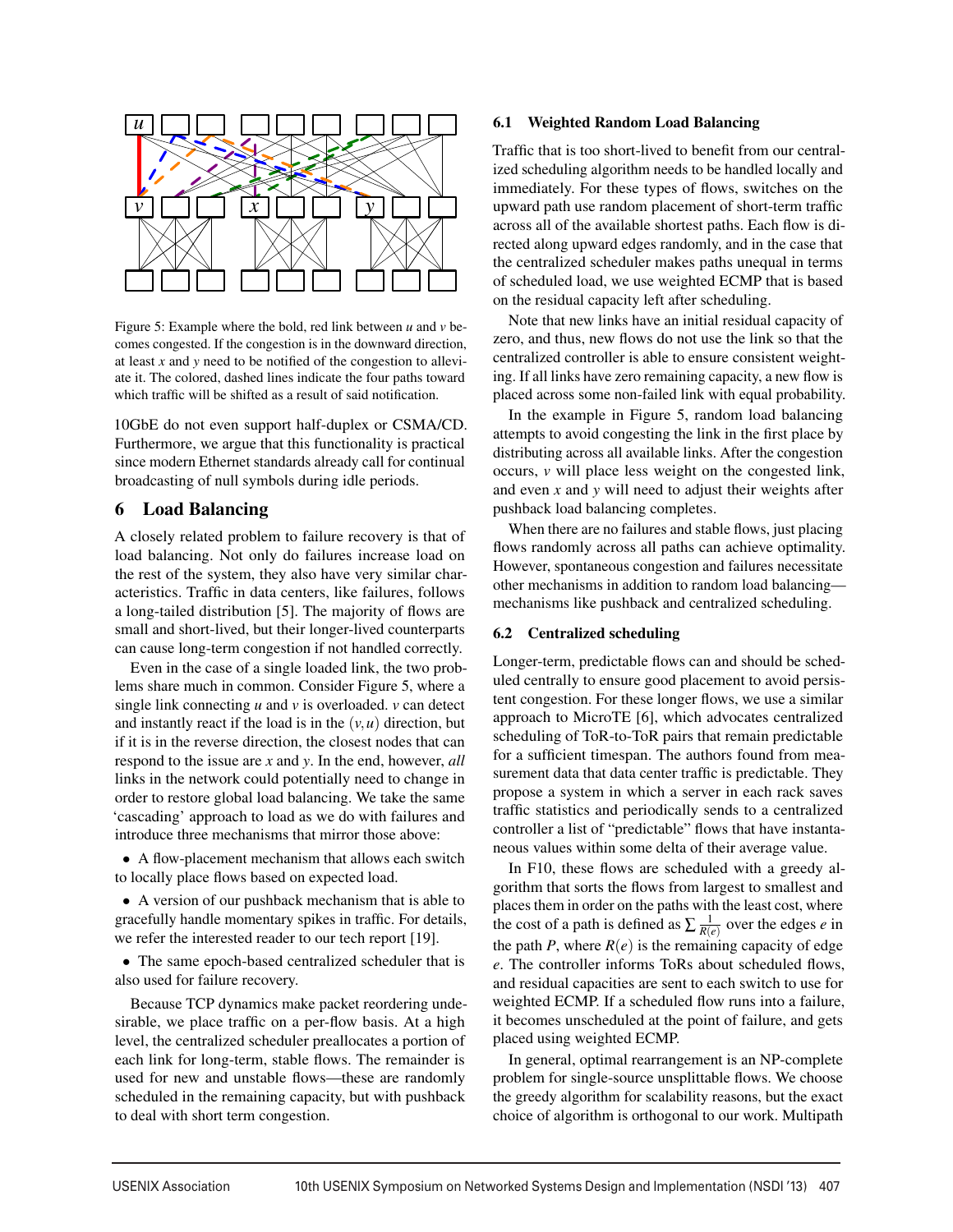Figure 5: Example where the bold, red link between $u$ and $v$ becomes congested. If the congestion is in the downward direction, at least $x$ and $y$ need to be notified of the congestion to alleviate it. The colored, dashed lines indicate the four paths toward which traffic will be shifted as a result of said notification.

10GbE do not even support half-duplex or CSMA/CD. Furthermore, we argue that this functionality is practical since modern Ethernet standards already call for continual broadcasting of null symbols during idle periods.

## 6 Load Balancing

A closely related problem to failure recovery is that of load balancing. Not only do failures increase load on the rest of the system, they also have very similar characteristics. Traffic in data centers, like failures, follows a long-tailed distribution [5]. The majority of flows are small and short-lived, but their longer-lived counterparts can cause long-term congestion if not handled correctly.

Even in the case of a single loaded link, the two problems share much in common. Consider Figure 5, where a single link connecting $u$ and $v$ is overloaded. $v$ can detect and instantly react if the load is in the $(v, u)$ direction, but if it is in the reverse direction, the closest nodes that can respond to the issue are $x$ and $y$. In the end, however, *all* links in the network could potentially need to change in order to restore global load balancing. We take the same 'cascading' approach to load as we do with failures and introduce three mechanisms that mirror those above:

- A flow-placement mechanism that allows each switch to locally place flows based on expected load.
- A version of our pushback mechanism that is able to gracefully handle momentary spikes in traffic. For details, we refer the interested reader to our tech report [19].
- The same epoch-based centralized scheduler that is also used for failure recovery.

Because TCP dynamics make packet reordering undesirable, we place traffic on a per-flow basis. At a high level, the centralized scheduler preallocates a portion of each link for long-term, stable flows. The remainder is used for new and unstable flows—these are randomly scheduled in the remaining capacity, but with pushback to deal with short term congestion.

### 6.1 Weighted Random Load Balancing

Traffic that is too short-lived to benefit from our centralized scheduling algorithm needs to be handled locally and immediately. For these types of flows, switches on the upward path use random placement of short-term traffic across all of the available shortest paths. Each flow is directed along upward edges randomly, and in the case that the centralized scheduler makes paths unequal in terms of scheduled load, we use weighted ECMP that is based on the residual capacity left after scheduling.

Note that new links have an initial residual capacity of zero, and thus, new flows do not use the link so that the centralized controller is able to ensure consistent weighting. If all links have zero remaining capacity, a new flow is placed across some non-failed link with equal probability.

In the example in Figure 5, random load balancing attempts to avoid congesting the link in the first place by distributing across all available links. After the congestion occurs, $v$ will place less weight on the congested link, and even $x$ and $y$ will need to adjust their weights after pushback load balancing completes.

When there are no failures and stable flows, just placing flows randomly across all paths can achieve optimality. However, spontaneous congestion and failures necessitate other mechanisms in addition to random load balancing—mechanisms like pushback and centralized scheduling.

### 6.2 Centralized scheduling

Longer-term, predictable flows can and should be scheduled centrally to ensure good placement to avoid persistent congestion. For these longer flows, we use a similar approach to MicroTE [6], which advocates centralized scheduling of ToR-to-ToR pairs that remain predictable for a sufficient timespan. The authors found from measurement data that data center traffic is predictable. They propose a system in which a server in each rack saves traffic statistics and periodically sends to a centralized controller a list of "predictable" flows that have instantaneous values within some delta of their average value.

In F10, these flows are scheduled with a greedy algorithm that sorts the flows from largest to smallest and places them in order on the paths with the least cost, where the cost of a path is defined as $\sum \frac{1}{R(e)}$ over the edges $e$ in the path $P$, where $R(e)$ is the remaining capacity of edge $e$. The controller informs ToRs about scheduled flows, and residual capacities are sent to each switch to use for weighted ECMP. If a scheduled flow runs into a failure, it becomes unscheduled at the point of failure, and gets placed using weighted ECMP.

In general, optimal rearrangement is an NP-complete problem for single-source unsplittable flows. We choose the greedy algorithm for scalability reasons, but the exact choice of algorithm is orthogonal to our work. Multipath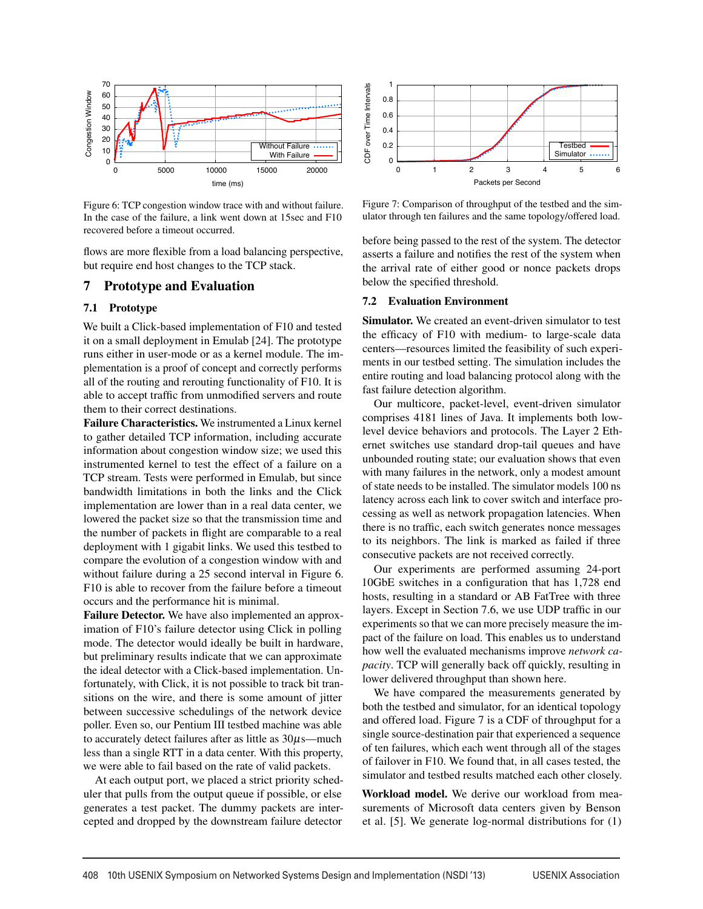Figure 6: TCP congestion window trace with and without failure. In the case of the failure, a link went down at 15sec and F10 recovered before a timeout occurred.

Figure 7: Comparison of throughput of the testbed and the simulator through ten failures and the same topology/offered load.

flows are more flexible from a load balancing perspective, but require end host changes to the TCP stack.

## 7 Prototype and Evaluation

### 7.1 Prototype

We built a Click-based implementation of F10 and tested it on a small deployment in Emulab [24]. The prototype runs either in user-mode or as a kernel module. The implementation is a proof of concept and correctly performs all of the routing and rerouting functionality of F10. It is able to accept traffic from unmodified servers and route them to their correct destinations.

**Failure Characteristics.** We instrumented a Linux kernel to gather detailed TCP information, including accurate information about congestion window size; we used this instrumented kernel to test the effect of a failure on a TCP stream. Tests were performed in Emulab, but since bandwidth limitations in both the links and the Click implementation are lower than in a real data center, we lowered the packet size so that the transmission time and the number of packets in flight are comparable to a real deployment with 1 gigabit links. We used this testbed to compare the evolution of a congestion window with and without failure during a 25 second interval in Figure 6. F10 is able to recover from the failure before a timeout occurs and the performance hit is minimal.

**Failure Detector.** We have also implemented an approximation of F10's failure detector using Click in polling mode. The detector would ideally be built in hardware, but preliminary results indicate that we can approximate the ideal detector with a Click-based implementation. Unfortunately, with Click, it is not possible to track bit transitions on the wire, and there is some amount of jitter between successive schedulings of the network device poller. Even so, our Pentium III testbed machine was able to accurately detect failures after as little as 30$\mu$s—much less than a single RTT in a data center. With this property, we were able to fail based on the rate of valid packets.

At each output port, we placed a strict priority scheduler that pulls from the output queue if possible, or else generates a test packet. The dummy packets are intercepted and dropped by the downstream failure detector before being passed to the rest of the system. The detector asserts a failure and notifies the rest of the system when the arrival rate of either good or nonce packets drops below the specified threshold.

### 7.2 Evaluation Environment

**Simulator.** We created an event-driven simulator to test the efficacy of F10 with medium- to large-scale data centers—resources limited the feasibility of such experiments in our testbed setting. The simulation includes the entire routing and load balancing protocol along with the fast failure detection algorithm.

Our multicore, packet-level, event-driven simulator comprises 4181 lines of Java. It implements both low-level device behaviors and protocols. The Layer 2 Ethernet switches use standard drop-tail queues and have unbounded routing state; our evaluation shows that even with many failures in the network, only a modest amount of state needs to be installed. The simulator models 100 ns latency across each link to cover switch and interface processing as well as network propagation latencies. When there is no traffic, each switch generates nonce messages to its neighbors. The link is marked as failed if three consecutive packets are not received correctly.

Our experiments are performed assuming 24-port 10GbE switches in a configuration that has 1,728 end hosts, resulting in a standard or AB FatTree with three layers. Except in Section 7.6, we use UDP traffic in our experiments so that we can more precisely measure the impact of the failure on load. This enables us to understand how well the evaluated mechanisms improve *network capacity*. TCP will generally back off quickly, resulting in lower delivered throughput than shown here.

We have compared the measurements generated by both the testbed and simulator, for an identical topology and offered load. Figure 7 is a CDF of throughput for a single source-destination pair that experienced a sequence of ten failures, which each went through all of the stages of failover in F10. We found that, in all cases tested, the simulator and testbed results matched each other closely.

**Workload model.** We derive our workload from measurements of Microsoft data centers given by Benson et al. [5]. We generate log-normal distributions for (1)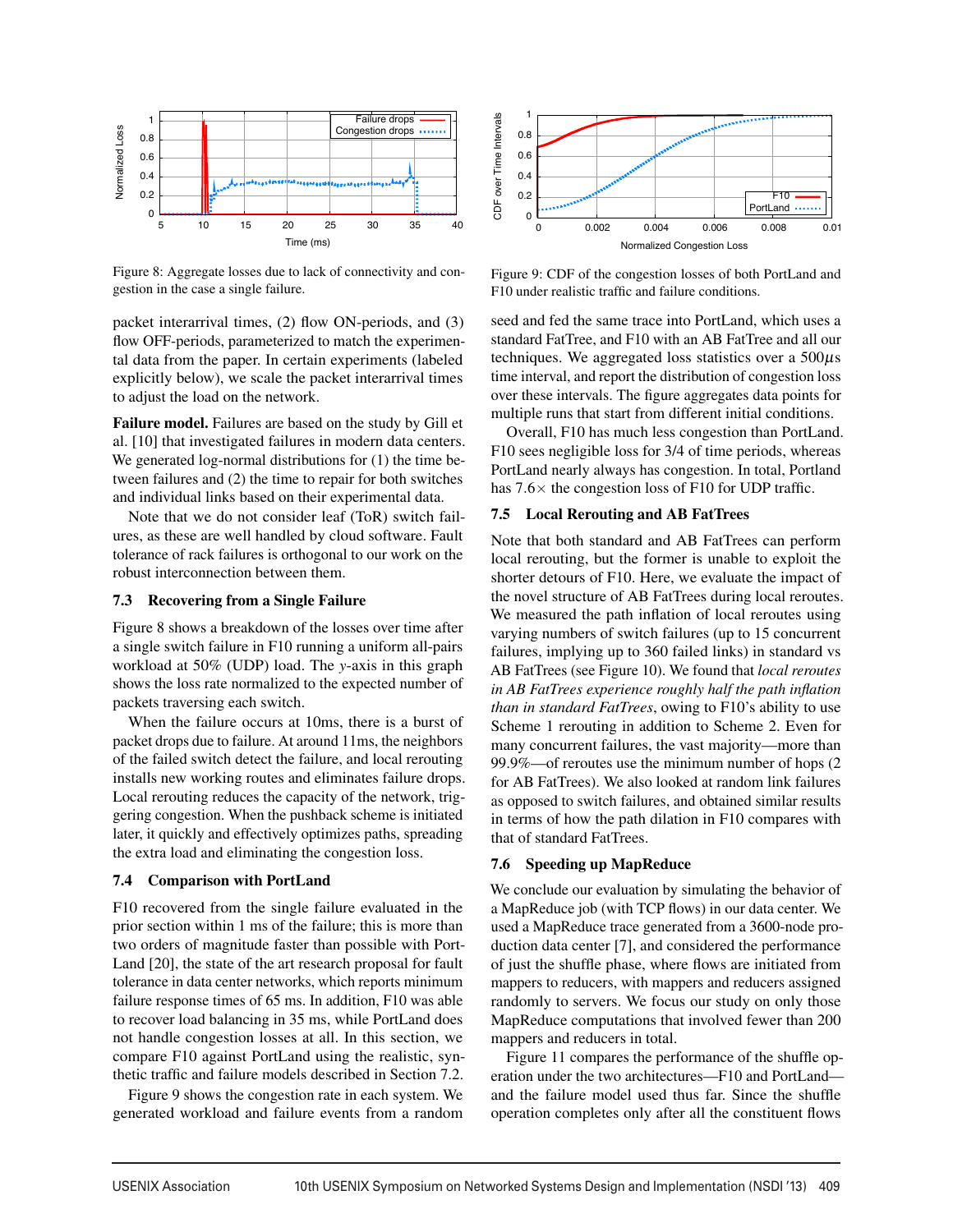Figure 8: Aggregate losses due to lack of connectivity and congestion in the case a single failure.

Figure 9: CDF of the congestion losses of both PortLand and F10 under realistic traffic and failure conditions.

packet interarrival times, (2) flow ON-periods, and (3) flow OFF-periods, parameterized to match the experimental data from the paper. In certain experiments (labeled explicitly below), we scale the packet interarrival times to adjust the load on the network.

**Failure model.** Failures are based on the study by Gill et al. [10] that investigated failures in modern data centers. We generated log-normal distributions for (1) the time between failures and (2) the time to repair for both switches and individual links based on their experimental data.

Note that we do not consider leaf (ToR) switch failures, as these are well handled by cloud software. Fault tolerance of rack failures is orthogonal to our work on the robust interconnection between them.

### 7.3 Recovering from a Single Failure

Figure 8 shows a breakdown of the losses over time after a single switch failure in F10 running a uniform all-pairs workload at 50% (UDP) load. The $y$-axis in this graph shows the loss rate normalized to the expected number of packets traversing each switch.

When the failure occurs at 10ms, there is a burst of packet drops due to failure. At around 11ms, the neighbors of the failed switch detect the failure, and local rerouting installs new working routes and eliminates failure drops. Local rerouting reduces the capacity of the network, triggering congestion. When the pushback scheme is initiated later, it quickly and effectively optimizes paths, spreading the extra load and eliminating the congestion loss.

### 7.4 Comparison with PortLand

F10 recovered from the single failure evaluated in the prior section within 1 ms of the failure; this is more than two orders of magnitude faster than possible with PortLand [20], the state of the art research proposal for fault tolerance in data center networks, which reports minimum failure response times of 65 ms. In addition, F10 was able to recover load balancing in 35 ms, while PortLand does not handle congestion losses at all. In this section, we compare F10 against PortLand using the realistic, synthetic traffic and failure models described in Section 7.2.

Figure 9 shows the congestion rate in each system. We generated workload and failure events from a random seed and fed the same trace into PortLand, which uses a standard FatTree, and F10 with an AB FatTree and all our techniques. We aggregated loss statistics over a 500$\mu$s time interval, and report the distribution of congestion loss over these intervals. The figure aggregates data points for multiple runs that start from different initial conditions.

Overall, F10 has much less congestion than PortLand. F10 sees negligible loss for 3/4 of time periods, whereas PortLand nearly always has congestion. In total, Portland has 7.6$\times$ the congestion loss of F10 for UDP traffic.

### 7.5 Local Rerouting and AB FatTrees

Note that both standard and AB FatTrees can perform local rerouting, but the former is unable to exploit the shorter detours of F10. Here, we evaluate the impact of the novel structure of AB FatTrees during local reroutes. We measured the path inflation of local reroutes using varying numbers of switch failures (up to 15 concurrent failures, implying up to 360 failed links) in standard vs AB FatTrees (see Figure 10). We found that *local reroutes in AB FatTrees experience roughly half the path inflation than in standard FatTrees*, owing to F10's ability to use Scheme 1 rerouting in addition to Scheme 2. Even for many concurrent failures, the vast majority—more than 99.9%—of reroutes use the minimum number of hops (2 for AB FatTrees). We also looked at random link failures as opposed to switch failures, and obtained similar results in terms of how the path dilation in F10 compares with that of standard FatTrees.

### 7.6 Speeding up MapReduce

We conclude our evaluation by simulating the behavior of a MapReduce job (with TCP flows) in our data center. We used a MapReduce trace generated from a 3600-node production data center [7], and considered the performance of just the shuffle phase, where flows are initiated from mappers to reducers, with mappers and reducers assigned randomly to servers. We focus our study on only those MapReduce computations that involved fewer than 200 mappers and reducers in total.

Figure 11 compares the performance of the shuffle operation under the two architectures—F10 and PortLand—and the failure model used thus far. Since the shuffle operation completes only after all the constituent flows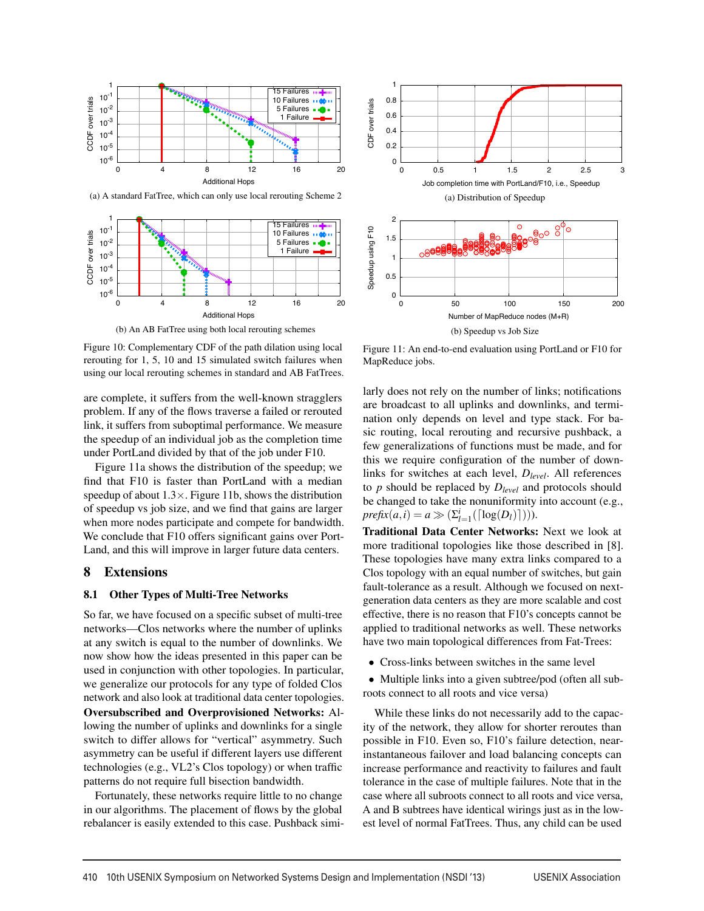(a) A standard FatTree, which can only use local rerouting Scheme 2

(b) An AB FatTree using both local rerouting schemes

Figure 10: Complementary CDF of the path dilation using local rerouting for 1, 5, 10 and 15 simulated switch failures when using our local rerouting schemes in standard and AB FatTrees.

(a) Distribution of Speedup

(b) Speedup vs Job Size

Figure 11: An end-to-end evaluation using PortLand or F10 for MapReduce jobs.

are complete, it suffers from the well-known stragglers problem. If any of the flows traverse a failed or rerouted link, it suffers from suboptimal performance. We measure the speedup of an individual job as the completion time under PortLand divided by that of the job under F10.

Figure 11a shows the distribution of the speedup; we find that F10 is faster than PortLand with a median speedup of about 1.3×. Figure 11b, shows the distribution of speedup vs job size, and we find that gains are larger when more nodes participate and compete for bandwidth. We conclude that F10 offers significant gains over PortLand, and this will improve in larger future data centers.

# 8 Extensions

## 8.1 Other Types of Multi-Tree Networks

So far, we have focused on a specific subset of multi-tree networks—Clos networks where the number of uplinks at any switch is equal to the number of downlinks. We now show how the ideas presented in this paper can be used in conjunction with other topologies. In particular, we generalize our protocols for any type of folded Clos network and also look at traditional data center topologies.

**Oversubscribed and Overprovisioned Networks:** Allowing the number of uplinks and downlinks for a single switch to differ allows for "vertical" asymmetry. Such asymmetry can be useful if different layers use different technologies (e.g., VL2's Clos topology) or when traffic patterns do not require full bisection bandwidth.

Fortunately, these networks require little to no change in our algorithms. The placement of flows by the global rebalancer is easily extended to this case. Pushback similarly does not rely on the number of links; notifications are broadcast to all uplinks and downlinks, and termination only depends on level and type stack. For basic routing, local rerouting and recursive pushback, a few generalizations of functions must be made, and for this we require configuration of the number of downlinks for switches at each level, $D_{level}$. All references to $p$ should be replaced by $D_{level}$ and protocols should be changed to take the nonuniformity into account (e.g., $prefix(a,i) = a \gg (\Sigma_{l=1}^{i}(\lceil \log(D_l) \rceil))$).

**Traditional Data Center Networks:** Next we look at more traditional topologies like those described in [8]. These topologies have many extra links compared to a Clos topology with an equal number of switches, but gain fault-tolerance as a result. Although we focused on next-generation data centers as they are more scalable and cost effective, there is no reason that F10's concepts cannot be applied to traditional networks as well. These networks have two main topological differences from Fat-Trees:

- Cross-links between switches in the same level
- Multiple links into a given subtree/pod (often all subroots connect to all roots and vice versa)

While these links do not necessarily add to the capacity of the network, they allow for shorter reroutes than possible in F10. Even so, F10's failure detection, near-instantaneous failover and load balancing concepts can increase performance and reactivity to failures and fault tolerance in the case of multiple failures. Note that in the case where all subroots connect to all roots and vice versa, A and B subtrees have identical wirings just as in the lowest level of normal FatTrees. Thus, any child can be used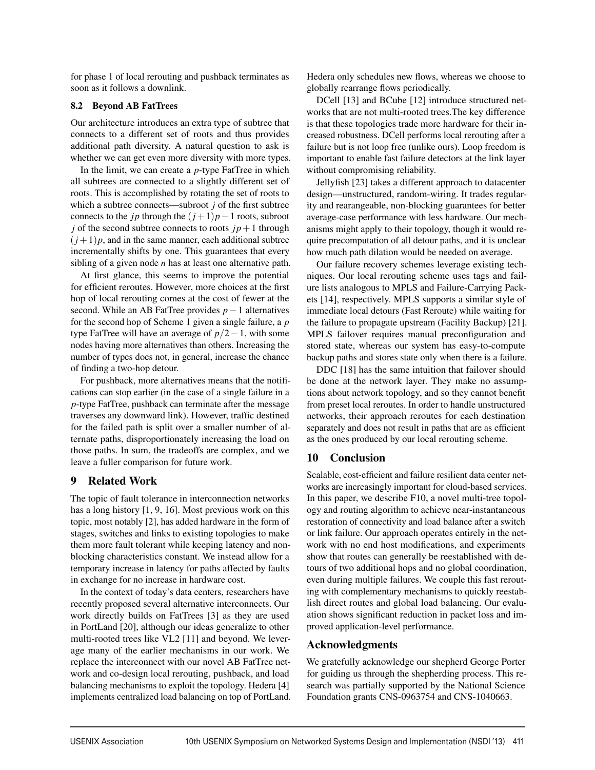for phase 1 of local rerouting and pushback terminates as soon as it follows a downlink.

### 8.2 Beyond AB FatTrees

Our architecture introduces an extra type of subtree that connects to a different set of roots and thus provides additional path diversity. A natural question to ask is whether we can get even more diversity with more types.

In the limit, we can create a $p$-type FatTree in which all subtrees are connected to a slightly different set of roots. This is accomplished by rotating the set of roots to which a subtree connects—subroot $j$ of the first subtree connects to the $jp$ through the $(j+1)p-1$ roots, subroot $j$ of the second subtree connects to roots $jp+1$ through $(j+1)p$, and in the same manner, each additional subtree incrementally shifts by one. This guarantees that every sibling of a given node $n$ has at least one alternative path.

At first glance, this seems to improve the potential for efficient reroutes. However, more choices at the first hop of local rerouting comes at the cost of fewer at the second. While an AB FatTree provides $p-1$ alternatives for the second hop of Scheme 1 given a single failure, a $p$ type FatTree will have an average of $p/2-1$, with some nodes having more alternatives than others. Increasing the number of types does not, in general, increase the chance of finding a two-hop detour.

For pushback, more alternatives means that the notifications can stop earlier (in the case of a single failure in a $p$-type FatTree, pushback can terminate after the message traverses any downward link). However, traffic destined for the failed path is split over a smaller number of alternate paths, disproportionately increasing the load on those paths. In sum, the tradeoffs are complex, and we leave a fuller comparison for future work.

## 9 Related Work

The topic of fault tolerance in interconnection networks has a long history [1, 9, 16]. Most previous work on this topic, most notably [2], has added hardware in the form of stages, switches and links to existing topologies to make them more fault tolerant while keeping latency and non-blocking characteristics constant. We instead allow for a temporary increase in latency for paths affected by faults in exchange for no increase in hardware cost.

In the context of today's data centers, researchers have recently proposed several alternative interconnects. Our work directly builds on FatTrees [3] as they are used in PortLand [20], although our ideas generalize to other multi-rooted trees like VL2 [11] and beyond. We leverage many of the earlier mechanisms in our work. We replace the interconnect with our novel AB FatTree network and co-design local rerouting, pushback, and load balancing mechanisms to exploit the topology. Hedera [4] implements centralized load balancing on top of PortLand. Hedera only schedules new flows, whereas we choose to globally rearrange flows periodically.

DCell [13] and BCube [12] introduce structured networks that are not multi-rooted trees.The key difference is that these topologies trade more hardware for their increased robustness. DCell performs local rerouting after a failure but is not loop free (unlike ours). Loop freedom is important to enable fast failure detectors at the link layer without compromising reliability.

Jellyfish [23] takes a different approach to datacenter design—unstructured, random-wiring. It trades regularity and rearrangeable, non-blocking guarantees for better average-case performance with less hardware. Our mechanisms might apply to their topology, though it would require precomputation of all detour paths, and it is unclear how much path dilation would be needed on average.

Our failure recovery schemes leverage existing techniques. Our local rerouting scheme uses tags and failure lists analogous to MPLS and Failure-Carrying Packets [14], respectively. MPLS supports a similar style of immediate local detours (Fast Reroute) while waiting for the failure to propagate upstream (Facility Backup) [21]. MPLS failover requires manual preconfiguration and stored state, whereas our system has easy-to-compute backup paths and stores state only when there is a failure.

DDC [18] has the same intuition that failover should be done at the network layer. They make no assumptions about network topology, and so they cannot benefit from preset local reroutes. In order to handle unstructured networks, their approach reroutes for each destination separately and does not result in paths that are as efficient as the ones produced by our local rerouting scheme.

## 10 Conclusion

Scalable, cost-efficient and failure resilient data center networks are increasingly important for cloud-based services. In this paper, we describe F10, a novel multi-tree topology and routing algorithm to achieve near-instantaneous restoration of connectivity and load balance after a switch or link failure. Our approach operates entirely in the network with no end host modifications, and experiments show that routes can generally be reestablished with detours of two additional hops and no global coordination, even during multiple failures. We couple this fast rerouting with complementary mechanisms to quickly reestablish direct routes and global load balancing. Our evaluation shows significant reduction in packet loss and improved application-level performance.

## Acknowledgments

We gratefully acknowledge our shepherd George Porter for guiding us through the shepherding process. This research was partially supported by the National Science Foundation grants CNS-0963754 and CNS-1040663.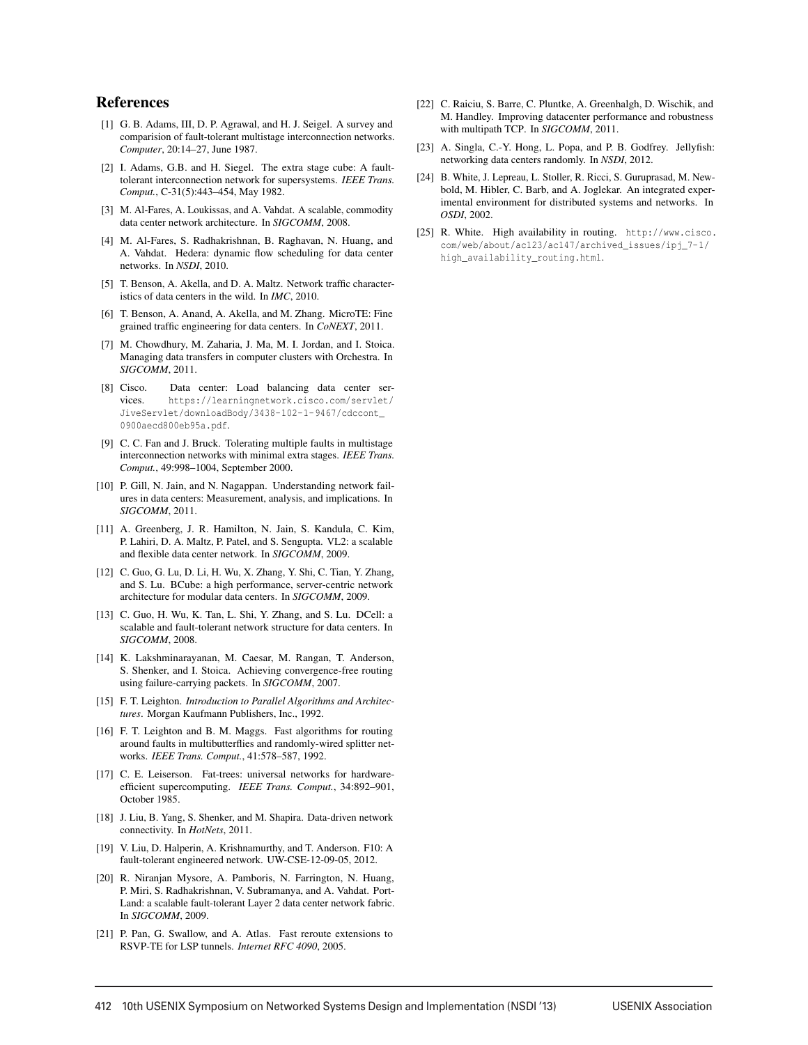## References

[1] G. B. Adams, III, D. P. Agrawal, and H. J. Seigel. A survey and comparision of fault-tolerant multistage interconnection networks. *Computer*, 20:14–27, June 1987.

[2] I. Adams, G.B. and H. Siegel. The extra stage cube: A fault-tolerant interconnection network for supersystems. *IEEE Trans. Comput.*, C-31(5):443–454, May 1982.

[3] M. Al-Fares, A. Loukissas, and A. Vahdat. A scalable, commodity data center network architecture. In *SIGCOMM*, 2008.

[4] M. Al-Fares, S. Radhakrishnan, B. Raghavan, N. Huang, and A. Vahdat. Hedera: dynamic flow scheduling for data center networks. In *NSDI*, 2010.

[5] T. Benson, A. Akella, and D. A. Maltz. Network traffic characteristics of data centers in the wild. In *IMC*, 2010.

[6] T. Benson, A. Anand, A. Akella, and M. Zhang. MicroTE: Fine grained traffic engineering for data centers. In *CoNEXT*, 2011.

[7] M. Chowdhury, M. Zaharia, J. Ma, M. I. Jordan, and I. Stoica. Managing data transfers in computer clusters with Orchestra. In *SIGCOMM*, 2011.

[8] Cisco. Data center: Load balancing data center services. https://learningnetwork.cisco.com/servlet/JiveServlet/downloadBody/3438-102-1-9467/cdccont_0900aecd800eb95a.pdf.

[9] C. C. Fan and J. Bruck. Tolerating multiple faults in multistage interconnection networks with minimal extra stages. *IEEE Trans. Comput.*, 49:998–1004, September 2000.

[10] P. Gill, N. Jain, and N. Nagappan. Understanding network failures in data centers: Measurement, analysis, and implications. In *SIGCOMM*, 2011.

[11] A. Greenberg, J. R. Hamilton, N. Jain, S. Kandula, C. Kim, P. Lahiri, D. A. Maltz, P. Patel, and S. Sengupta. VL2: a scalable and flexible data center network. In *SIGCOMM*, 2009.

[12] C. Guo, G. Lu, D. Li, H. Wu, X. Zhang, Y. Shi, C. Tian, Y. Zhang, and S. Lu. BCube: a high performance, server-centric network architecture for modular data centers. In *SIGCOMM*, 2009.

[13] C. Guo, H. Wu, K. Tan, L. Shi, Y. Zhang, and S. Lu. DCell: a scalable and fault-tolerant network structure for data centers. In *SIGCOMM*, 2008.

[14] K. Lakshminarayanan, M. Caesar, M. Rangan, T. Anderson, S. Shenker, and I. Stoica. Achieving convergence-free routing using failure-carrying packets. In *SIGCOMM*, 2007.

[15] F. T. Leighton. *Introduction to Parallel Algorithms and Architectures*. Morgan Kaufmann Publishers, Inc., 1992.

[16] F. T. Leighton and B. M. Maggs. Fast algorithms for routing around faults in multibutterflies and randomly-wired splitter networks. *IEEE Trans. Comput.*, 41:578–587, 1992.

[17] C. E. Leiserson. Fat-trees: universal networks for hardware-efficient supercomputing. *IEEE Trans. Comput.*, 34:892–901, October 1985.

[18] J. Liu, B. Yang, S. Shenker, and M. Shapira. Data-driven network connectivity. In *HotNets*, 2011.

[19] V. Liu, D. Halperin, A. Krishnamurthy, and T. Anderson. F10: A fault-tolerant engineered network. UW-CSE-12-09-05, 2012.

[20] R. Niranjan Mysore, A. Pamboris, N. Farrington, N. Huang, P. Miri, S. Radhakrishnan, V. Subramanya, and A. Vahdat. PortLand: a scalable fault-tolerant Layer 2 data center network fabric. In *SIGCOMM*, 2009.

[21] P. Pan, G. Swallow, and A. Atlas. Fast reroute extensions to RSVP-TE for LSP tunnels. *Internet RFC 4090*, 2005.

[22] C. Raiciu, S. Barre, C. Pluntke, A. Greenhalgh, D. Wischik, and M. Handley. Improving datacenter performance and robustness with multipath TCP. In *SIGCOMM*, 2011.

[23] A. Singla, C.-Y. Hong, L. Popa, and P. B. Godfrey. Jellyfish: networking data centers randomly. In *NSDI*, 2012.

[24] B. White, J. Lepreau, L. Stoller, R. Ricci, S. Guruprasad, M. Newbold, M. Hibler, C. Barb, and A. Joglekar. An integrated experimental environment for distributed systems and networks. In *OSDI*, 2002.

[25] R. White. High availability in routing. http://www.cisco.com/web/about/ac123/ac147/archived_issues/ipj_7-1/high_availability_routing.html.